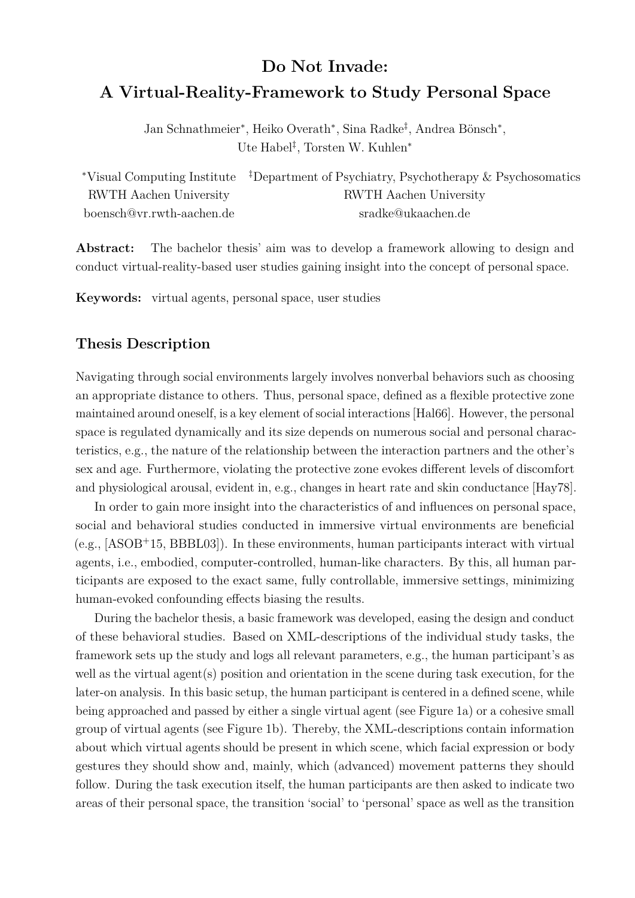# Do Not Invade:
# A Virtual-Reality-Framework to Study Personal Space

Jan Schnathmeier*, Heiko Overath*, Sina Radke‡, Andrea Bönsch*,
Ute Habel‡, Torsten W. Kuhlen*

*Visual Computing Institute
RWTH Aachen University
boensch@vr.rwth-aachen.de

‡Department of Psychiatry, Psychotherapy & Psychosomatics
RWTH Aachen University
sradke@ukaachen.de

**Abstract:** The bachelor thesis' aim was to develop a framework allowing to design and conduct virtual-reality-based user studies gaining insight into the concept of personal space.

**Keywords:** virtual agents, personal space, user studies

## Thesis Description

Navigating through social environments largely involves nonverbal behaviors such as choosing an appropriate distance to others. Thus, personal space, defined as a flexible protective zone maintained around oneself, is a key element of social interactions [Hal66]. However, the personal space is regulated dynamically and its size depends on numerous social and personal characteristics, e.g., the nature of the relationship between the interaction partners and the other's sex and age. Furthermore, violating the protective zone evokes different levels of discomfort and physiological arousal, evident in, e.g., changes in heart rate and skin conductance [Hay78].

In order to gain more insight into the characteristics of and influences on personal space, social and behavioral studies conducted in immersive virtual environments are beneficial (e.g., [ASOB+15, BBBL03]). In these environments, human participants interact with virtual agents, i.e., embodied, computer-controlled, human-like characters. By this, all human participants are exposed to the exact same, fully controllable, immersive settings, minimizing human-evoked confounding effects biasing the results.

During the bachelor thesis, a basic framework was developed, easing the design and conduct of these behavioral studies. Based on XML-descriptions of the individual study tasks, the framework sets up the study and logs all relevant parameters, e.g., the human participant's as well as the virtual agent(s) position and orientation in the scene during task execution, for the later-on analysis. In this basic setup, the human participant is centered in a defined scene, while being approached and passed by either a single virtual agent (see Figure 1a) or a cohesive small group of virtual agents (see Figure 1b). Thereby, the XML-descriptions contain information about which virtual agents should be present in which scene, which facial expression or body gestures they should show and, mainly, which (advanced) movement patterns they should follow. During the task execution itself, the human participants are then asked to indicate two areas of their personal space, the transition 'social' to 'personal' space as well as the transition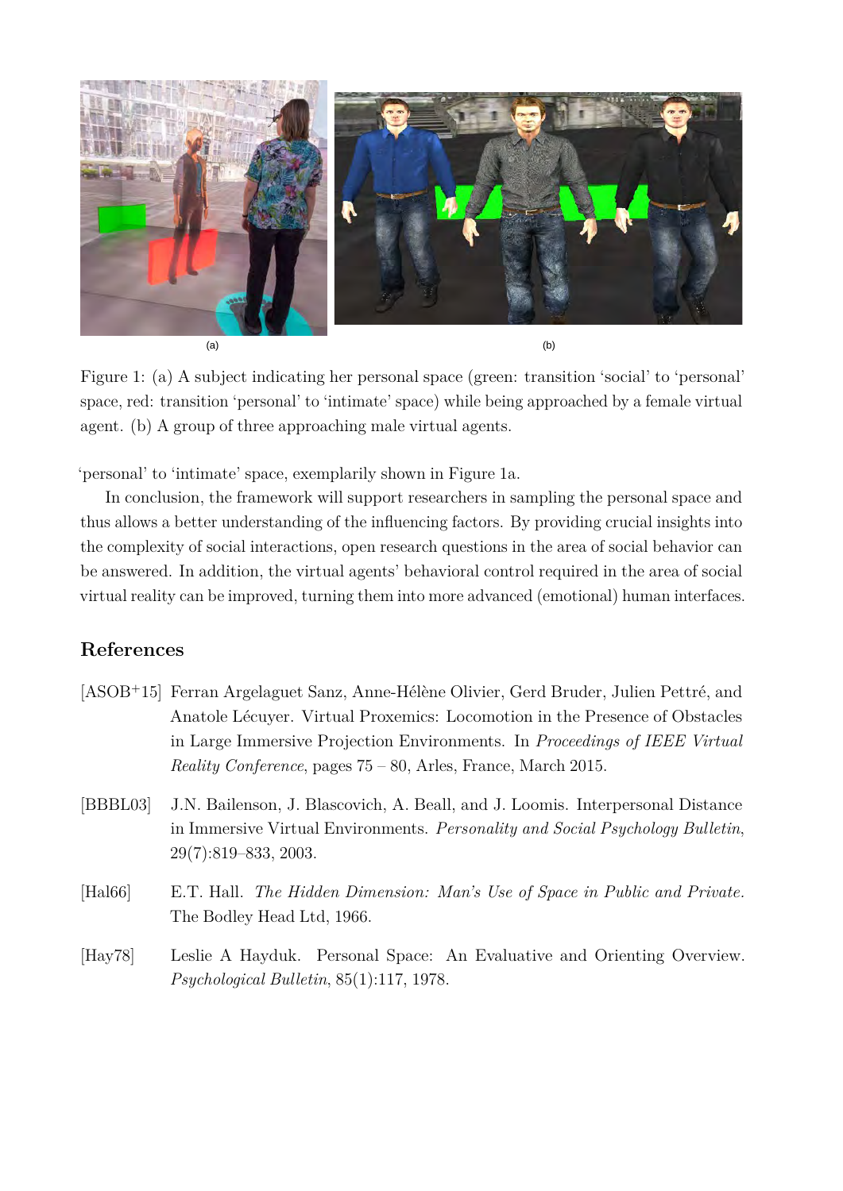(a)

(b)

Figure 1: (a) A subject indicating her personal space (green: transition 'social' to 'personal' space, red: transition 'personal' to 'intimate' space) while being approached by a female virtual agent. (b) A group of three approaching male virtual agents.

'personal' to 'intimate' space, exemplarily shown in Figure 1a.

In conclusion, the framework will support researchers in sampling the personal space and thus allows a better understanding of the influencing factors. By providing crucial insights into the complexity of social interactions, open research questions in the area of social behavior can be answered. In addition, the virtual agents' behavioral control required in the area of social virtual reality can be improved, turning them into more advanced (emotional) human interfaces.

## References

[ASOB+15] Ferran Argelaguet Sanz, Anne-Hélène Olivier, Gerd Bruder, Julien Pettré, and Anatole Lécuyer. Virtual Proxemics: Locomotion in the Presence of Obstacles in Large Immersive Projection Environments. In *Proceedings of IEEE Virtual Reality Conference*, pages 75 – 80, Arles, France, March 2015.

[BBBL03] J.N. Bailenson, J. Blascovich, A. Beall, and J. Loomis. Interpersonal Distance in Immersive Virtual Environments. *Personality and Social Psychology Bulletin*, 29(7):819–833, 2003.

[Hal66] E.T. Hall. *The Hidden Dimension: Man's Use of Space in Public and Private*. The Bodley Head Ltd, 1966.

[Hay78] Leslie A Hayduk. Personal Space: An Evaluative and Orienting Overview. *Psychological Bulletin*, 85(1):117, 1978.